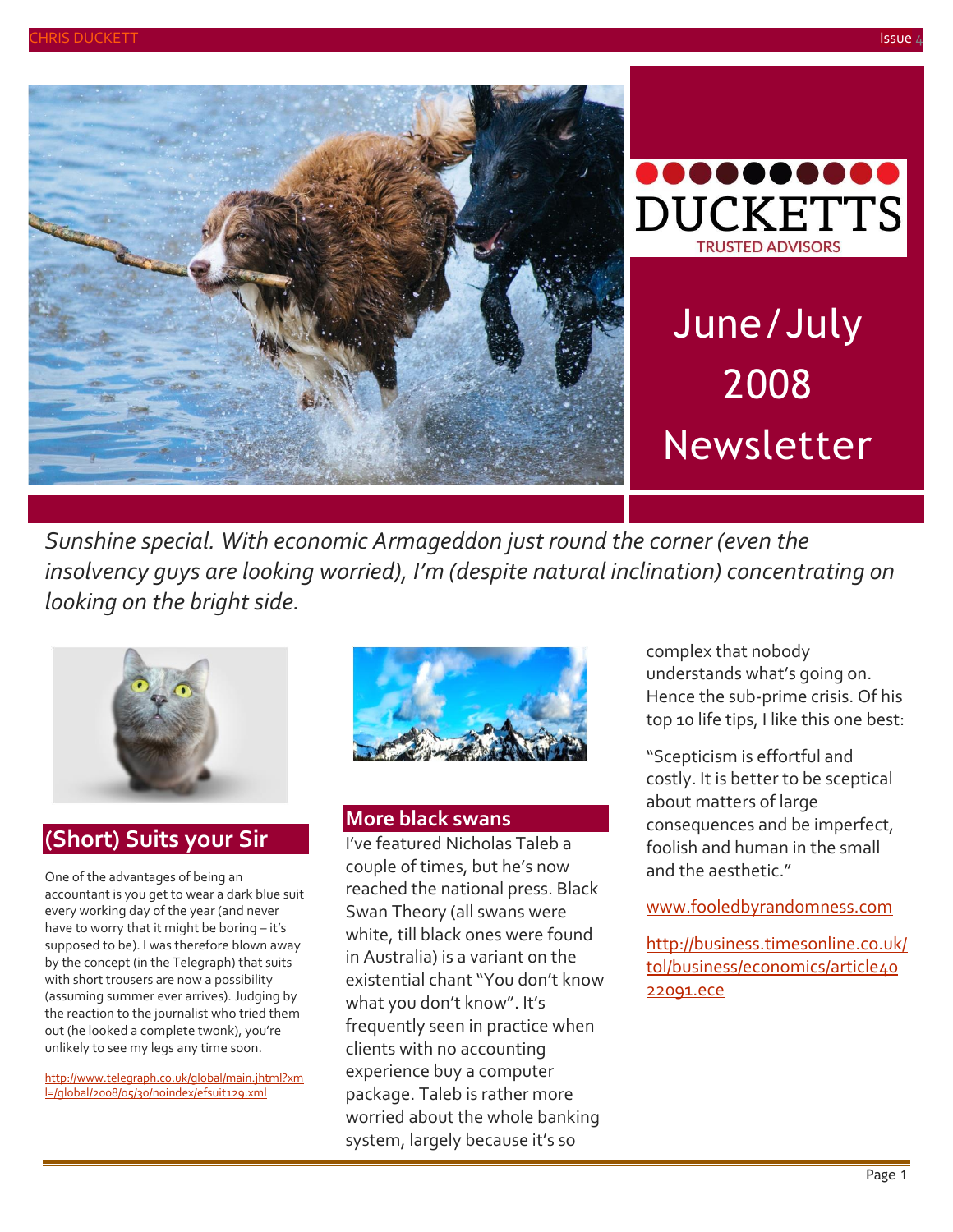DUCKETTS

TRUSTED ADVISORS

# June / July 2008 Newsletter

*Sunshine special. With economic Armageddon just round the corner (even the insolvency guys are looking worried), I'm (despite natural inclination) concentrating on looking on the bright side.*

## (Short) Suits your Sir

One of the advantages of being an accountant is you get to wear a dark blue suit every working day of the year (and never have to worry that it might be boring – it's supposed to be). I was therefore blown away by the concept (in the Telegraph) that suits with short trousers are now a possibility (assuming summer ever arrives). Judging by the reaction to the journalist who tried them out (he looked a complete twonk), you're unlikely to see my legs any time soon.

http://www.telegraph.co.uk/global/main.jhtml?xml=/global/2008/05/30/noindex/efsuit129.xml

## More black swans

I've featured Nicholas Taleb a couple of times, but he's now reached the national press. Black Swan Theory (all swans were white, till black ones were found in Australia) is a variant on the existential chant "You don't know what you don't know". It's frequently seen in practice when clients with no accounting experience buy a computer package. Taleb is rather more worried about the whole banking system, largely because it's so complex that nobody understands what's going on. Hence the sub-prime crisis. Of his top 10 life tips, I like this one best:

"Scepticism is effortful and costly. It is better to be sceptical about matters of large consequences and be imperfect, foolish and human in the small and the aesthetic."

www.fooledbyrandomness.com

http://business.timesonline.co.uk/tol/business/economics/article4022091.ece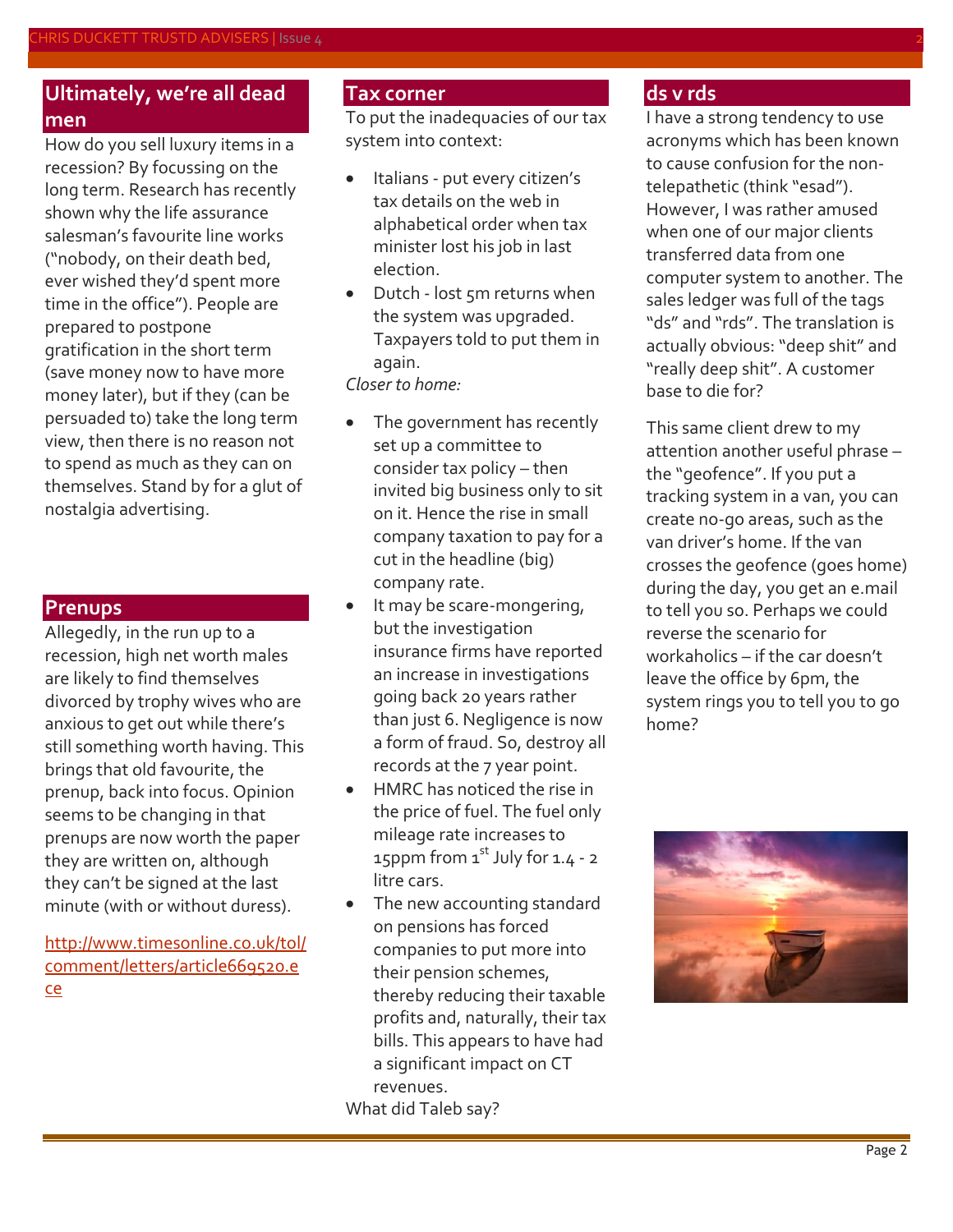## Ultimately, we're all dead men

How do you sell luxury items in a recession? By focussing on the long term. Research has recently shown why the life assurance salesman's favourite line works ("nobody, on their death bed, ever wished they'd spent more time in the office"). People are prepared to postpone gratification in the short term (save money now to have more money later), but if they (can be persuaded to) take the long term view, then there is no reason not to spend as much as they can on themselves. Stand by for a glut of nostalgia advertising.

## Prenups

Allegedly, in the run up to a recession, high net worth males are likely to find themselves divorced by trophy wives who are anxious to get out while there's still something worth having. This brings that old favourite, the prenup, back into focus. Opinion seems to be changing in that prenups are now worth the paper they are written on, although they can't be signed at the last minute (with or without duress).

[http://www.timesonline.co.uk/tol/comment/letters/article669520.ece](http://www.timesonline.co.uk/tol/comment/letters/article669520.ece)

## Tax corner

To put the inadequacies of our tax system into context:

- Italians - put every citizen's tax details on the web in alphabetical order when tax minister lost his job in last election.
- Dutch - lost 5m returns when the system was upgraded. Taxpayers told to put them in again.

*Closer to home:*

- The government has recently set up a committee to consider tax policy – then invited big business only to sit on it. Hence the rise in small company taxation to pay for a cut in the headline (big) company rate.
- It may be scare-mongering, but the investigation insurance firms have reported an increase in investigations going back 20 years rather than just 6. Negligence is now a form of fraud. So, destroy all records at the 7 year point.
- HMRC has noticed the rise in the price of fuel. The fuel only mileage rate increases to 15ppm from 1st July for 1.4 - 2 litre cars.
- The new accounting standard on pensions has forced companies to put more into their pension schemes, thereby reducing their taxable profits and, naturally, their tax bills. This appears to have had a significant impact on CT revenues.

What did Taleb say?

## ds v rds

I have a strong tendency to use acronyms which has been known to cause confusion for the non-telepathetic (think "esad"). However, I was rather amused when one of our major clients transferred data from one computer system to another. The sales ledger was full of the tags "ds" and "rds". The translation is actually obvious: "deep shit" and "really deep shit". A customer base to die for?

This same client drew to my attention another useful phrase – the "geofence". If you put a tracking system in a van, you can create no-go areas, such as the van driver's home. If the van crosses the geofence (goes home) during the day, you get an e.mail to tell you so. Perhaps we could reverse the scenario for workaholics – if the car doesn't leave the office by 6pm, the system rings you to tell you to go home?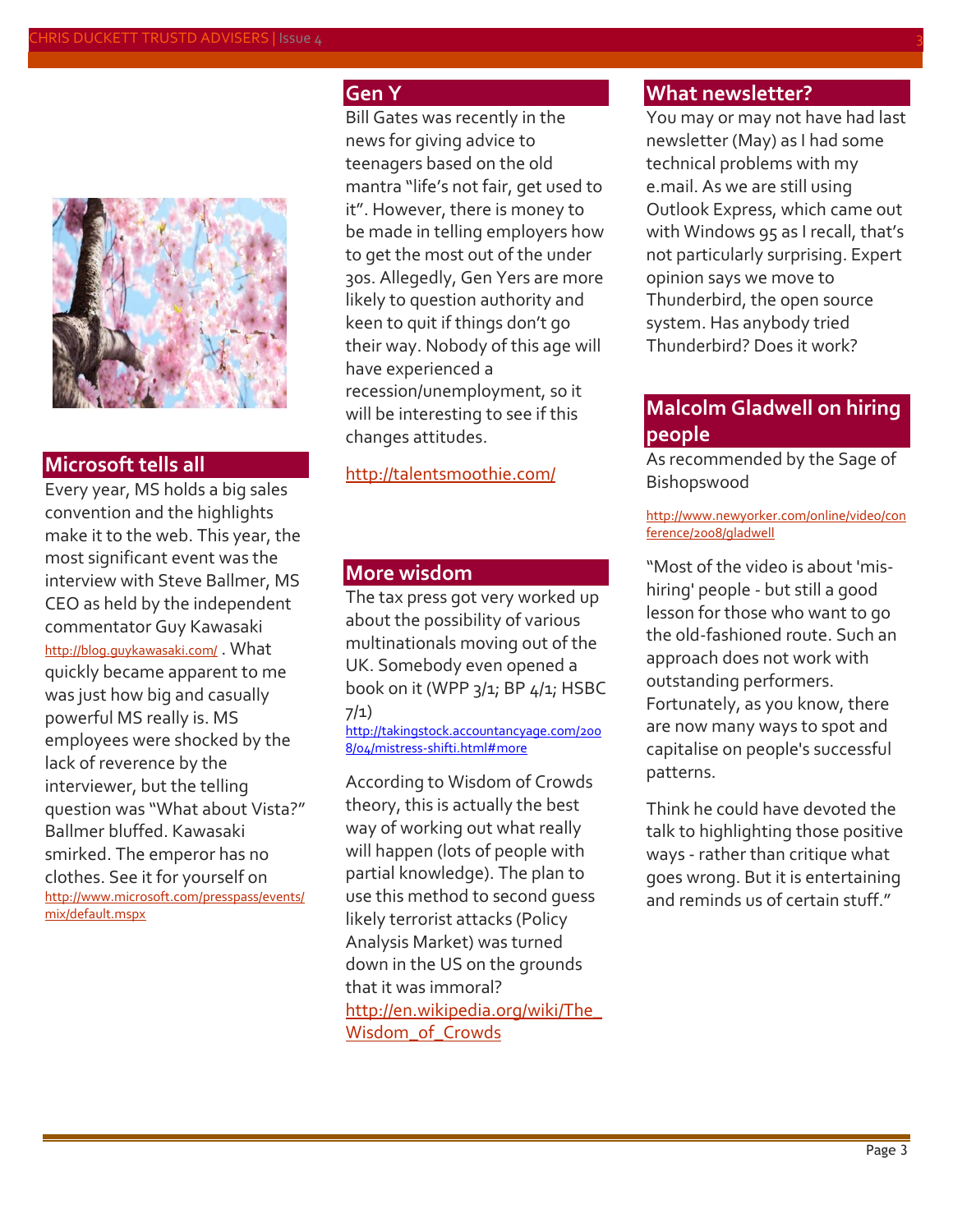## Microsoft tells all

Every year, MS holds a big sales convention and the highlights make it to the web. This year, the most significant event was the interview with Steve Ballmer, MS CEO as held by the independent commentator Guy Kawasaki http://blog.guykawasaki.com/ . What quickly became apparent to me was just how big and casually powerful MS really is. MS employees were shocked by the lack of reverence by the interviewer, but the telling question was "What about Vista?" Ballmer bluffed. Kawasaki smirked. The emperor has no clothes. See it for yourself on http://www.microsoft.com/presspass/events/mix/default.mspx

## Gen Y

Bill Gates was recently in the news for giving advice to teenagers based on the old mantra "life's not fair, get used to it". However, there is money to be made in telling employers how to get the most out of the under 30s. Allegedly, Gen Yers are more likely to question authority and keen to quit if things don't go their way. Nobody of this age will have experienced a recession/unemployment, so it will be interesting to see if this changes attitudes.

http://talentsmoothie.com/

## More wisdom

The tax press got very worked up about the possibility of various multinationals moving out of the UK. Somebody even opened a book on it (WPP 3/1; BP 4/1; HSBC 7/1)

http://takingstock.accountancyage.com/2008/04/mistress-shifti.html#more

According to Wisdom of Crowds theory, this is actually the best way of working out what really will happen (lots of people with partial knowledge). The plan to use this method to second guess likely terrorist attacks (Policy Analysis Market) was turned down in the US on the grounds that it was immoral?

http://en.wikipedia.org/wiki/The_Wisdom_of_Crowds

## What newsletter?

You may or may not have had last newsletter (May) as I had some technical problems with my e.mail. As we are still using Outlook Express, which came out with Windows 95 as I recall, that's not particularly surprising. Expert opinion says we move to Thunderbird, the open source system. Has anybody tried Thunderbird? Does it work?

## Malcolm Gladwell on hiring people

As recommended by the Sage of Bishopswood

http://www.newyorker.com/online/video/conference/2008/gladwell

"Most of the video is about 'mis-hiring' people - but still a good lesson for those who want to go the old-fashioned route. Such an approach does not work with outstanding performers. Fortunately, as you know, there are now many ways to spot and capitalise on people's successful patterns.

Think he could have devoted the talk to highlighting those positive ways - rather than critique what goes wrong. But it is entertaining and reminds us of certain stuff."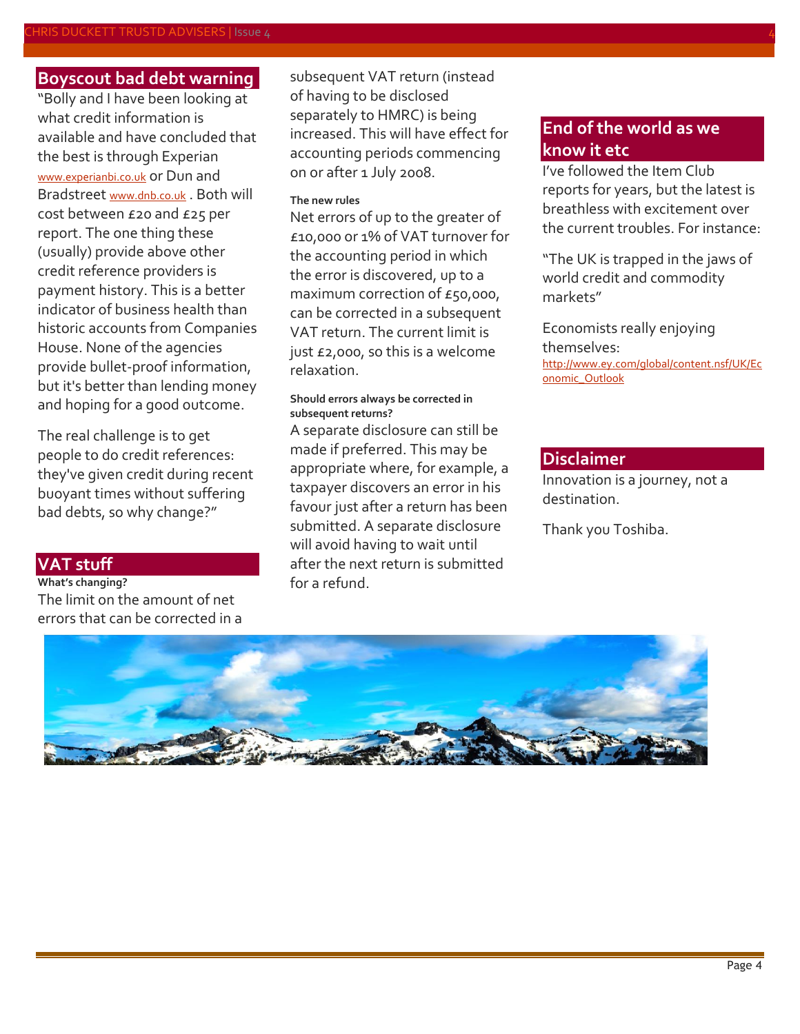## Boyscout bad debt warning

"Bolly and I have been looking at what credit information is available and have concluded that the best is through Experian www.experianbi.co.uk or Dun and Bradstreet www.dnb.co.uk . Both will cost between £20 and £25 per report. The one thing these (usually) provide above other credit reference providers is payment history. This is a better indicator of business health than historic accounts from Companies House. None of the agencies provide bullet-proof information, but it's better than lending money and hoping for a good outcome.

The real challenge is to get people to do credit references: they've given credit during recent buoyant times without suffering bad debts, so why change?"

## VAT stuff

**What's changing?**

The limit on the amount of net errors that can be corrected in a subsequent VAT return (instead of having to be disclosed separately to HMRC) is being increased. This will have effect for accounting periods commencing on or after 1 July 2008.

**The new rules**

Net errors of up to the greater of £10,000 or 1% of VAT turnover for the accounting period in which the error is discovered, up to a maximum correction of £50,000, can be corrected in a subsequent VAT return. The current limit is just £2,000, so this is a welcome relaxation.

**Should errors always be corrected in subsequent returns?**

A separate disclosure can still be made if preferred. This may be appropriate where, for example, a taxpayer discovers an error in his favour just after a return has been submitted. A separate disclosure will avoid having to wait until after the next return is submitted for a refund.

## End of the world as we know it etc

I've followed the Item Club reports for years, but the latest is breathless with excitement over the current troubles. For instance:

"The UK is trapped in the jaws of world credit and commodity markets"

Economists really enjoying themselves:
http://www.ey.com/global/content.nsf/UK/Economic_Outlook

## Disclaimer

Innovation is a journey, not a destination.

Thank you Toshiba.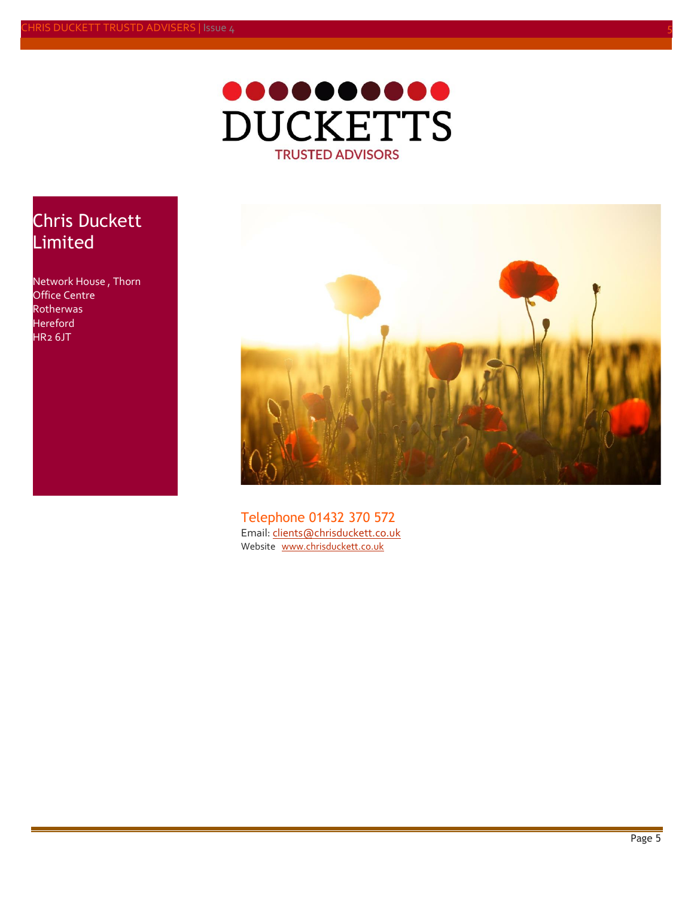DUCKETTS

TRUSTED ADVISORS

## Chris Duckett Limited

Network House , Thorn Office Centre
Rotherwas
Hereford
HR2 6JT

Telephone 01432 370 572
Email: clients@chrisduckett.co.uk
Website www.chrisduckett.co.uk